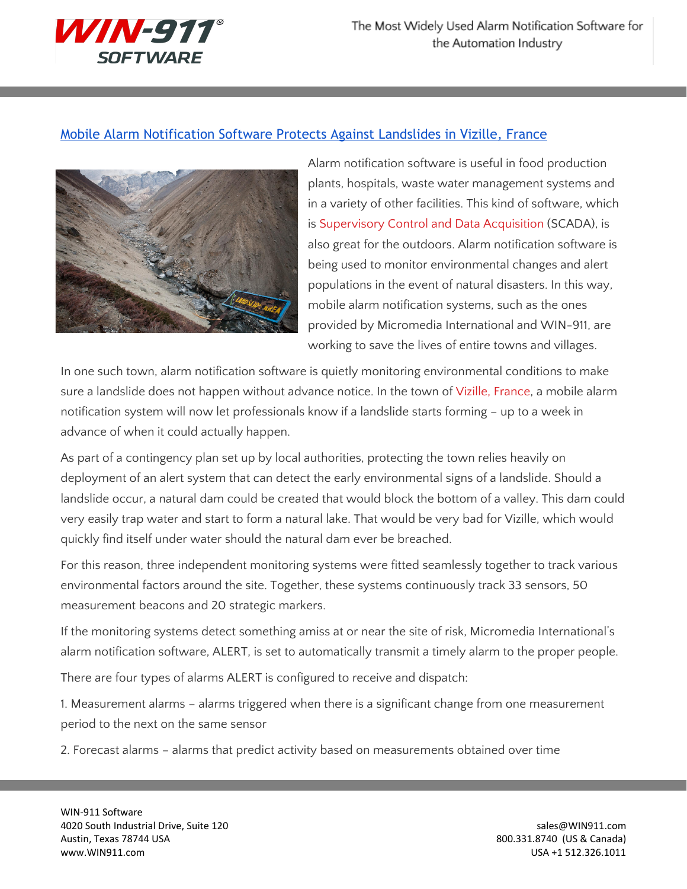## Mobile Alarm Notification Software Protects Against Landslides in Vizille, France

Alarm notification software is useful in food production plants, hospitals, waste water management systems and in a variety of other facilities. This kind of software, which is Supervisory Control and Data Acquisition (SCADA), is also great for the outdoors. Alarm notification software is being used to monitor environmental changes and alert populations in the event of natural disasters. In this way, mobile alarm notification systems, such as the ones provided by Micromedia International and WIN-911, are working to save the lives of entire towns and villages.

In one such town, alarm notification software is quietly monitoring environmental conditions to make sure a landslide does not happen without advance notice. In the town of Vizille, France, a mobile alarm notification system will now let professionals know if a landslide starts forming – up to a week in advance of when it could actually happen.

As part of a contingency plan set up by local authorities, protecting the town relies heavily on deployment of an alert system that can detect the early environmental signs of a landslide. Should a landslide occur, a natural dam could be created that would block the bottom of a valley. This dam could very easily trap water and start to form a natural lake. That would be very bad for Vizille, which would quickly find itself under water should the natural dam ever be breached.

For this reason, three independent monitoring systems were fitted seamlessly together to track various environmental factors around the site. Together, these systems continuously track 33 sensors, 50 measurement beacons and 20 strategic markers.

If the monitoring systems detect something amiss at or near the site of risk, Micromedia International's alarm notification software, ALERT, is set to automatically transmit a timely alarm to the proper people.

There are four types of alarms ALERT is configured to receive and dispatch:

1. Measurement alarms – alarms triggered when there is a significant change from one measurement period to the next on the same sensor

2. Forecast alarms – alarms that predict activity based on measurements obtained over time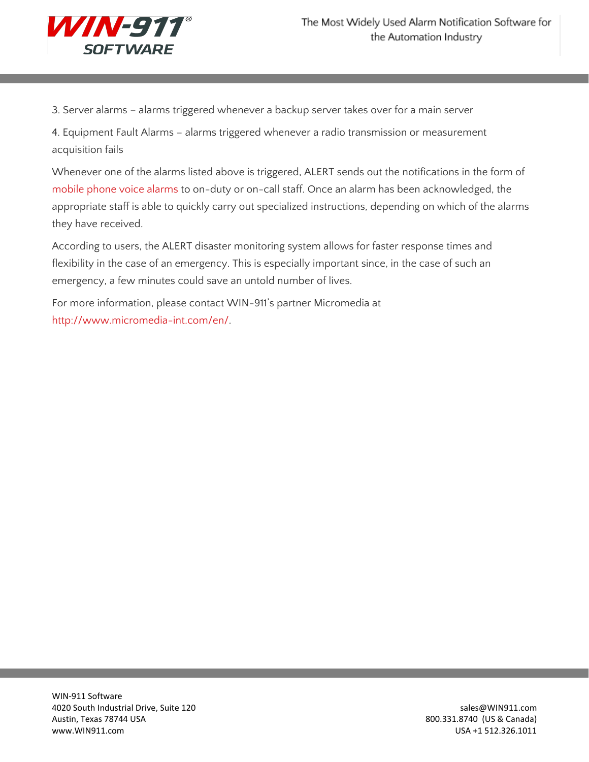3. Server alarms – alarms triggered whenever a backup server takes over for a main server

4. Equipment Fault Alarms – alarms triggered whenever a radio transmission or measurement acquisition fails

Whenever one of the alarms listed above is triggered, ALERT sends out the notifications in the form of mobile phone voice alarms to on-duty or on-call staff. Once an alarm has been acknowledged, the appropriate staff is able to quickly carry out specialized instructions, depending on which of the alarms they have received.

According to users, the ALERT disaster monitoring system allows for faster response times and flexibility in the case of an emergency. This is especially important since, in the case of such an emergency, a few minutes could save an untold number of lives.

For more information, please contact WIN-911's partner Micromedia at http://www.micromedia-int.com/en/.